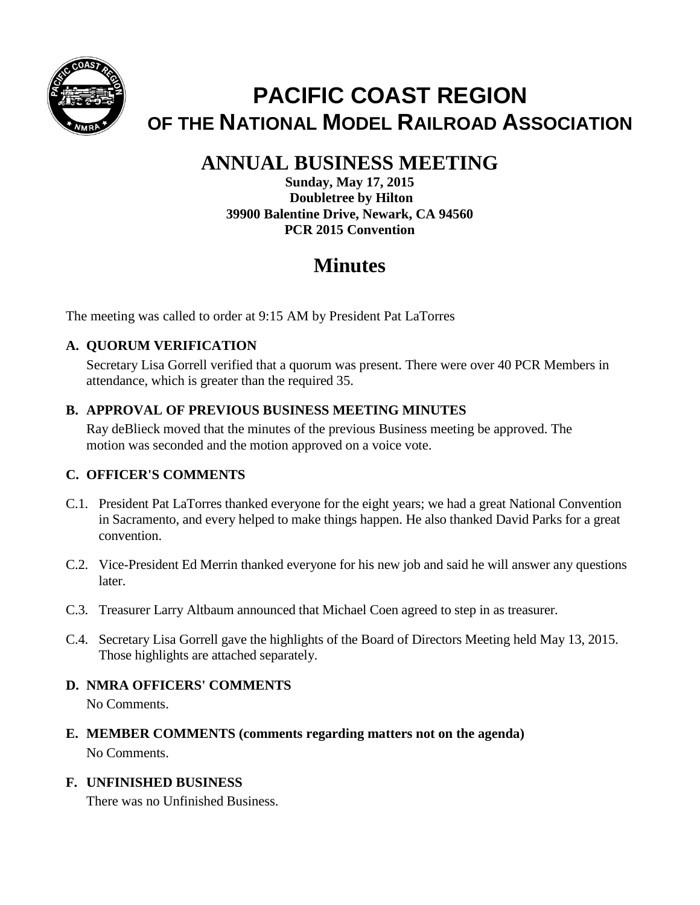# PACIFIC COAST REGION
## OF THE NATIONAL MODEL RAILROAD ASSOCIATION

## ANNUAL BUSINESS MEETING

**Sunday, May 17, 2015**
**Doubletree by Hilton**
**39900 Balentine Drive, Newark, CA 94560**
**PCR 2015 Convention**

# Minutes

The meeting was called to order at 9:15 AM by President Pat LaTorres

### A. QUORUM VERIFICATION

Secretary Lisa Gorrell verified that a quorum was present. There were over 40 PCR Members in attendance, which is greater than the required 35.

### B. APPROVAL OF PREVIOUS BUSINESS MEETING MINUTES

Ray deBlieck moved that the minutes of the previous Business meeting be approved. The motion was seconded and the motion approved on a voice vote.

### C. OFFICER'S COMMENTS

C.1. President Pat LaTorres thanked everyone for the eight years; we had a great National Convention in Sacramento, and every helped to make things happen. He also thanked David Parks for a great convention.

C.2. Vice-President Ed Merrin thanked everyone for his new job and said he will answer any questions later.

C.3. Treasurer Larry Altbaum announced that Michael Coen agreed to step in as treasurer.

C.4. Secretary Lisa Gorrell gave the highlights of the Board of Directors Meeting held May 13, 2015. Those highlights are attached separately.

### D. NMRA OFFICERS' COMMENTS

No Comments.

### E. MEMBER COMMENTS (comments regarding matters not on the agenda)

No Comments.

### F. UNFINISHED BUSINESS

There was no Unfinished Business.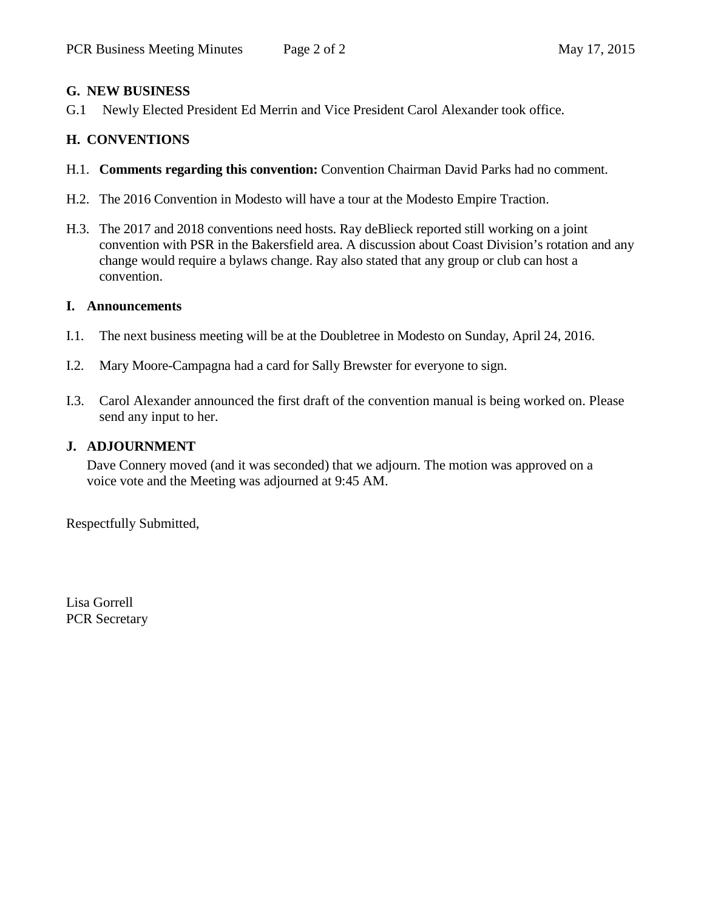**G. NEW BUSINESS**

G.1 Newly Elected President Ed Merrin and Vice President Carol Alexander took office.

**H. CONVENTIONS**

H.1. **Comments regarding this convention:** Convention Chairman David Parks had no comment.

H.2. The 2016 Convention in Modesto will have a tour at the Modesto Empire Traction.

H.3. The 2017 and 2018 conventions need hosts. Ray deBlieck reported still working on a joint convention with PSR in the Bakersfield area. A discussion about Coast Division's rotation and any change would require a bylaws change. Ray also stated that any group or club can host a convention.

**I. Announcements**

I.1. The next business meeting will be at the Doubletree in Modesto on Sunday, April 24, 2016.

I.2. Mary Moore-Campagna had a card for Sally Brewster for everyone to sign.

I.3. Carol Alexander announced the first draft of the convention manual is being worked on. Please send any input to her.

**J. ADJOURNMENT**

Dave Connery moved (and it was seconded) that we adjourn. The motion was approved on a voice vote and the Meeting was adjourned at 9:45 AM.

Respectfully Submitted,

Lisa Gorrell
PCR Secretary